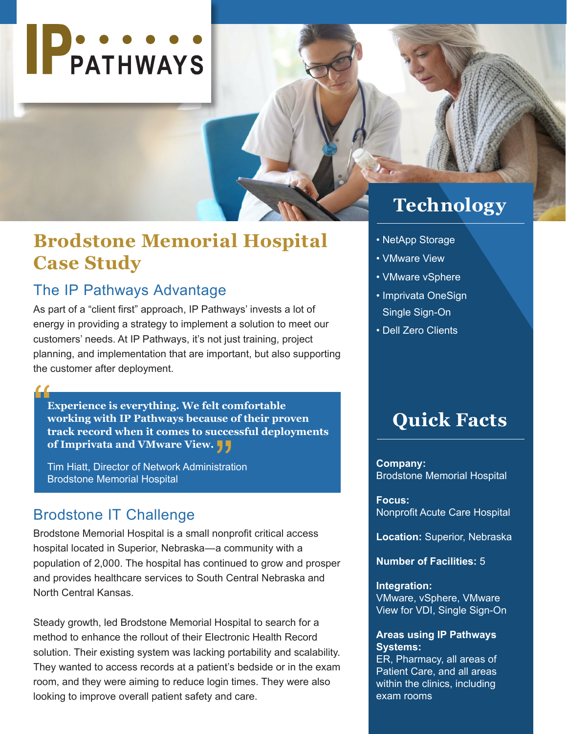# IP PATHWAYS

# Brodstone Memorial Hospital Case Study

## The IP Pathways Advantage

As part of a "client first" approach, IP Pathways' invests a lot of energy in providing a strategy to implement a solution to meet our customers' needs. At IP Pathways, it's not just training, project planning, and implementation that are important, but also supporting the customer after deployment.

> **"Experience is everything. We felt comfortable working with IP Pathways because of their proven track record when it comes to successful deployments of Imprivata and VMware View."**
>
> Tim Hiatt, Director of Network Administration
> Brodstone Memorial Hospital

## Brodstone IT Challenge

Brodstone Memorial Hospital is a small nonprofit critical access hospital located in Superior, Nebraska—a community with a population of 2,000. The hospital has continued to grow and prosper and provides healthcare services to South Central Nebraska and North Central Kansas.

Steady growth, led Brodstone Memorial Hospital to search for a method to enhance the rollout of their Electronic Health Record solution. Their existing system was lacking portability and scalability. They wanted to access records at a patient's bedside or in the exam room, and they were aiming to reduce login times. They were also looking to improve overall patient safety and care.

## Technology

- NetApp Storage
- VMware View
- VMware vSphere
- Imprivata OneSign Single Sign-On
- Dell Zero Clients

## Quick Facts

**Company:**
Brodstone Memorial Hospital

**Focus:**
Nonprofit Acute Care Hospital

**Location:** Superior, Nebraska

**Number of Facilities:** 5

**Integration:**
VMware, vSphere, VMware View for VDI, Single Sign-On

**Areas using IP Pathways Systems:**
ER, Pharmacy, all areas of Patient Care, and all areas within the clinics, including exam rooms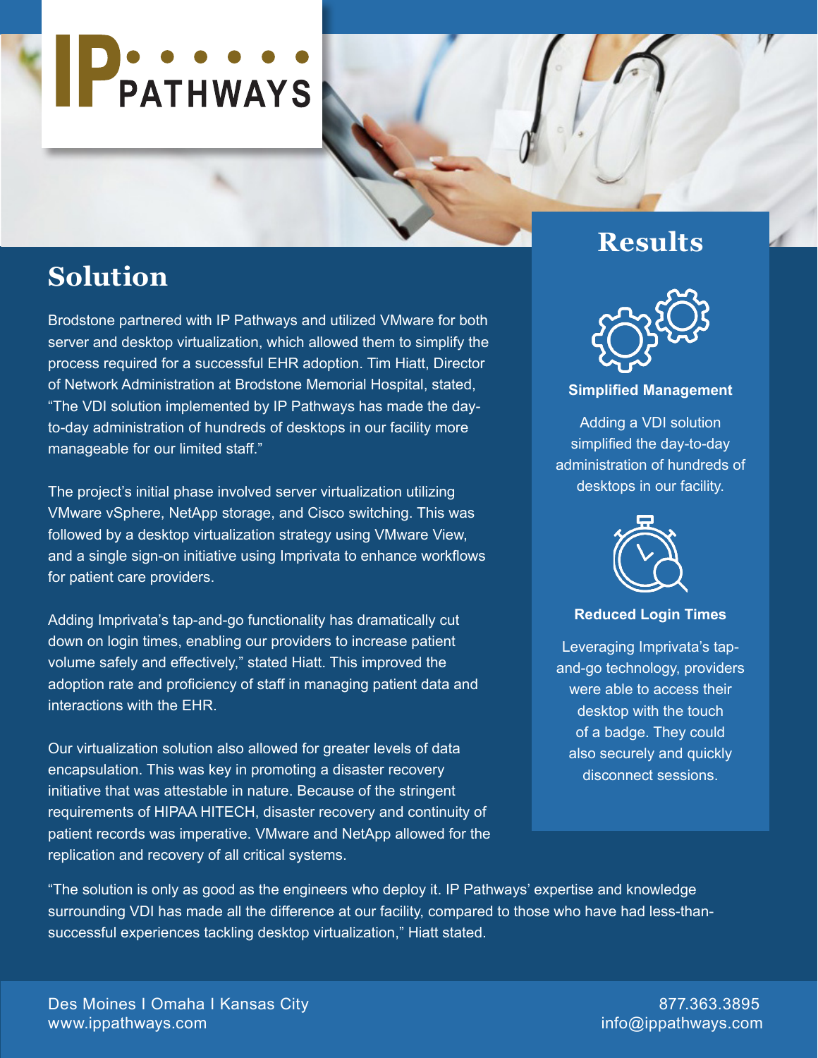IP PATHWAYS

## Solution

Brodstone partnered with IP Pathways and utilized VMware for both server and desktop virtualization, which allowed them to simplify the process required for a successful EHR adoption. Tim Hiatt, Director of Network Administration at Brodstone Memorial Hospital, stated, "The VDI solution implemented by IP Pathways has made the day-to-day administration of hundreds of desktops in our facility more manageable for our limited staff."

The project's initial phase involved server virtualization utilizing VMware vSphere, NetApp storage, and Cisco switching. This was followed by a desktop virtualization strategy using VMware View, and a single sign-on initiative using Imprivata to enhance workflows for patient care providers.

Adding Imprivata's tap-and-go functionality has dramatically cut down on login times, enabling our providers to increase patient volume safely and effectively," stated Hiatt. This improved the adoption rate and proficiency of staff in managing patient data and interactions with the EHR.

Our virtualization solution also allowed for greater levels of data encapsulation. This was key in promoting a disaster recovery initiative that was attestable in nature. Because of the stringent requirements of HIPAA HITECH, disaster recovery and continuity of patient records was imperative. VMware and NetApp allowed for the replication and recovery of all critical systems.

## Results

**Simplified Management**

Adding a VDI solution simplified the day-to-day administration of hundreds of desktops in our facility.

**Reduced Login Times**

Leveraging Imprivata's tap-and-go technology, providers were able to access their desktop with the touch of a badge. They could also securely and quickly disconnect sessions.

"The solution is only as good as the engineers who deploy it. IP Pathways' expertise and knowledge surrounding VDI has made all the difference at our facility, compared to those who have had less-than-successful experiences tackling desktop virtualization," Hiatt stated.

Des Moines I Omaha I Kansas City
www.ippathways.com

877.363.3895
info@ippathways.com